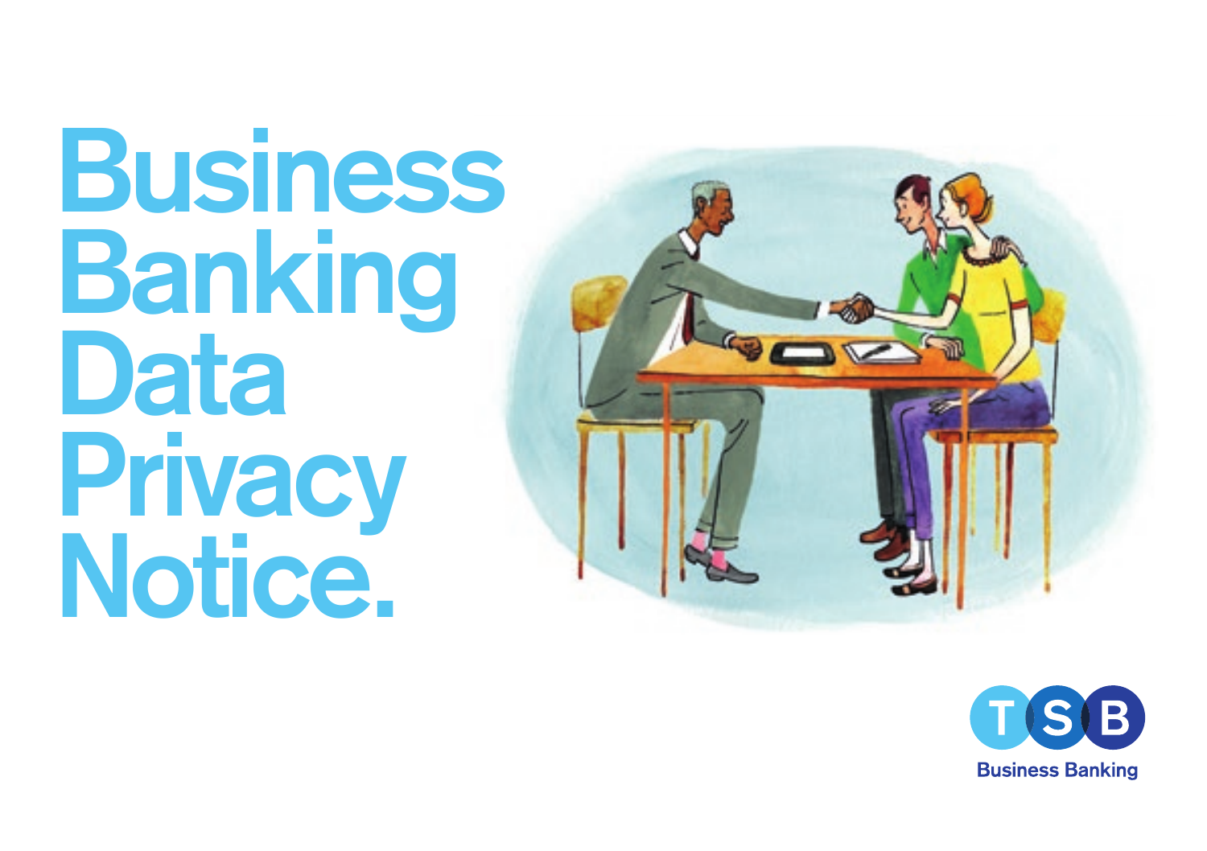# Business Banking Data Privacy Notice.

TSB

Business Banking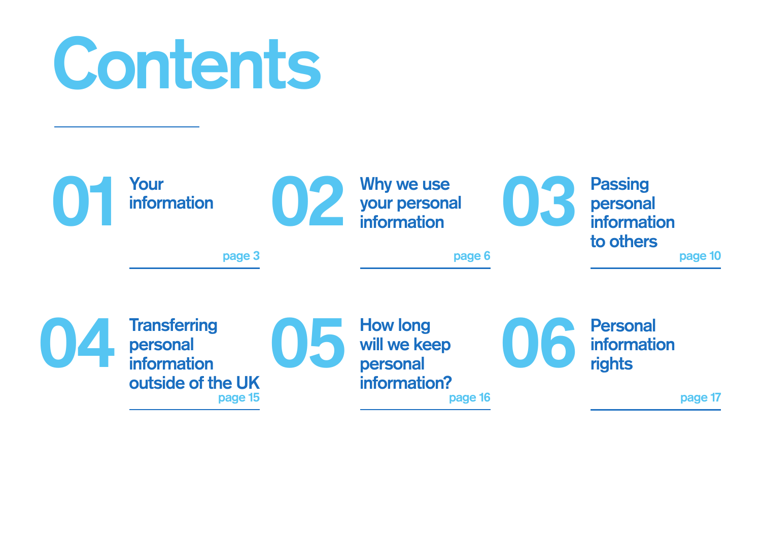# Contents

**01** Your information — page 3

**02** Why we use your personal information — page 6

**03** Passing personal information to others — page 10

**04** Transferring personal information outside of the UK — page 15

**05** How long will we keep personal information? — page 16

**06** Personal information rights — page 17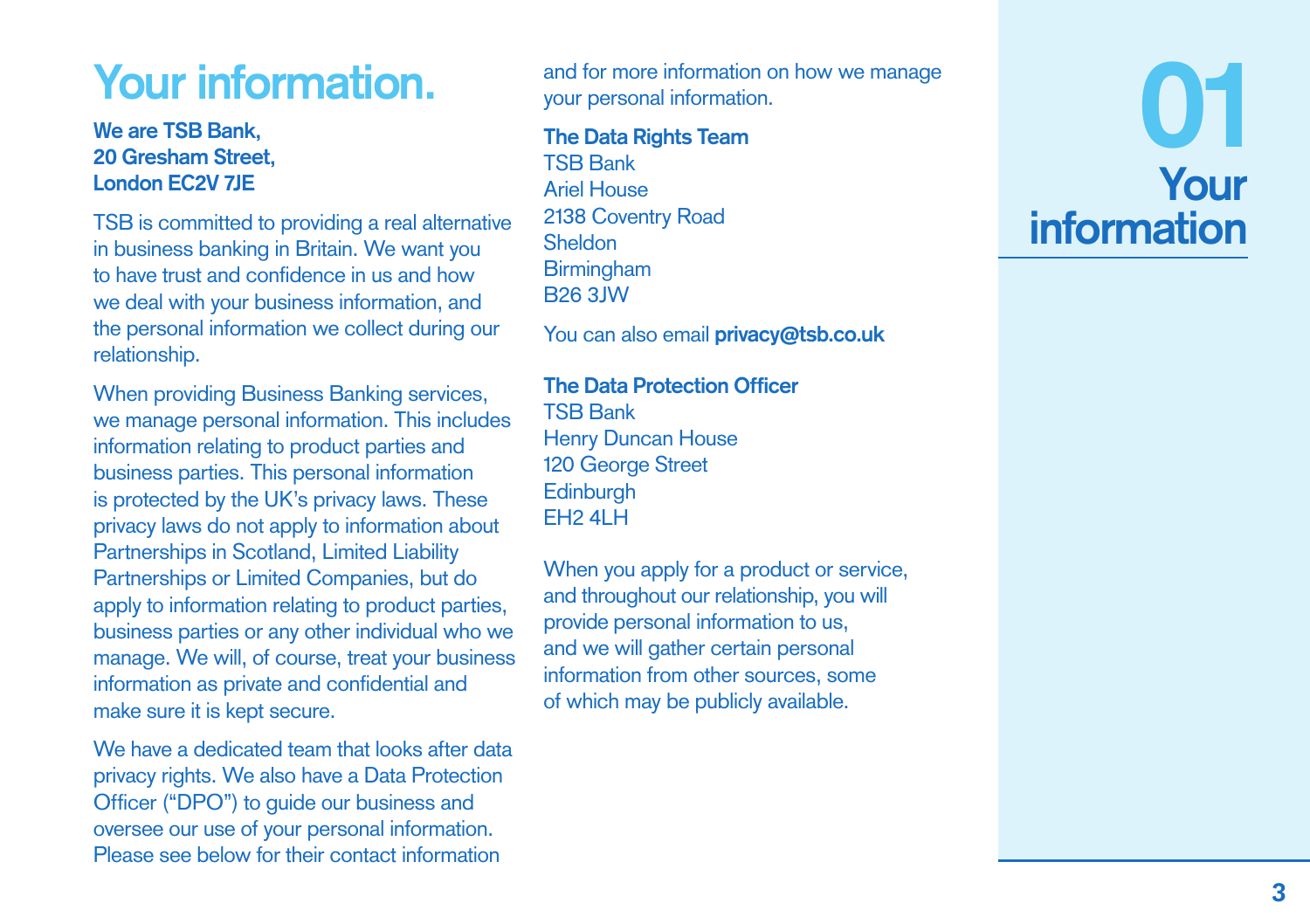# Your information.

**We are TSB Bank,**
**20 Gresham Street,**
**London EC2V 7JE**

TSB is committed to providing a real alternative in business banking in Britain. We want you to have trust and confidence in us and how we deal with your business information, and the personal information we collect during our relationship.

When providing Business Banking services, we manage personal information. This includes information relating to product parties and business parties. This personal information is protected by the UK's privacy laws. These privacy laws do not apply to information about Partnerships in Scotland, Limited Liability Partnerships or Limited Companies, but do apply to information relating to product parties, business parties or any other individual who we manage. We will, of course, treat your business information as private and confidential and make sure it is kept secure.

We have a dedicated team that looks after data privacy rights. We also have a Data Protection Officer ("DPO") to guide our business and oversee our use of your personal information. Please see below for their contact information and for more information on how we manage your personal information.

**The Data Rights Team**
TSB Bank
Ariel House
2138 Coventry Road
Sheldon
Birmingham
B26 3JW

You can also email **privacy@tsb.co.uk**

**The Data Protection Officer**
TSB Bank
Henry Duncan House
120 George Street
Edinburgh
EH2 4LH

When you apply for a product or service, and throughout our relationship, you will provide personal information to us, and we will gather certain personal information from other sources, some of which may be publicly available.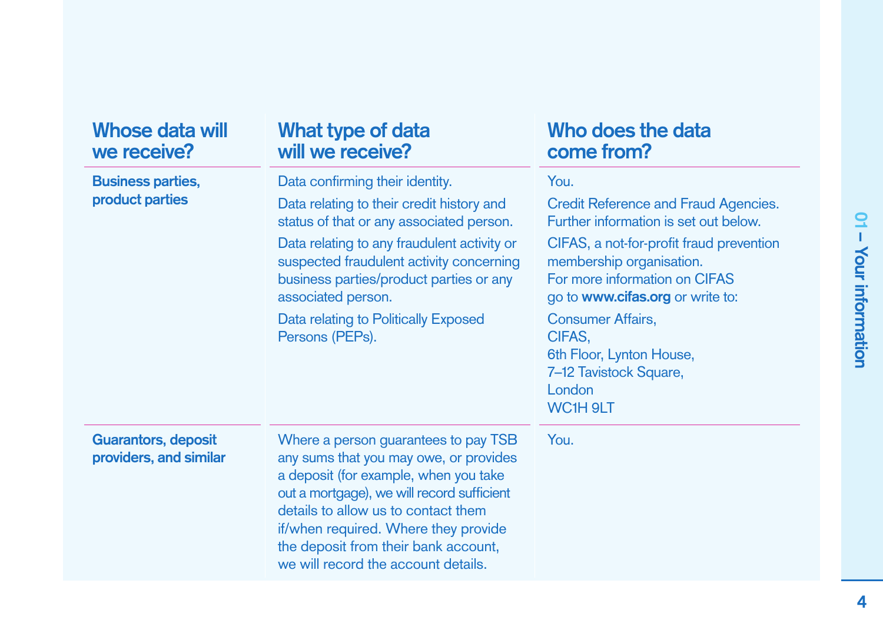| Whose data will we receive? | What type of data will we receive? | Who does the data come from? |
|---|---|---|
| **Business parties, product parties** | Data confirming their identity. | You. |
| | Data relating to their credit history and status of that or any associated person. | Credit Reference and Fraud Agencies. Further information is set out below. |
| | Data relating to any fraudulent activity or suspected fraudulent activity concerning business parties/product parties or any associated person. | CIFAS, a not-for-profit fraud prevention membership organisation. For more information on CIFAS go to **www.cifas.org** or write to: |
| | Data relating to Politically Exposed Persons (PEPs). | Consumer Affairs, CIFAS, 6th Floor, Lynton House, 7–12 Tavistock Square, London WC1H 9LT |
| **Guarantors, deposit providers, and similar** | Where a person guarantees to pay TSB any sums that you may owe, or provides a deposit (for example, when you take out a mortgage), we will record sufficient details to allow us to contact them if/when required. Where they provide the deposit from their bank account, we will record the account details. | You. |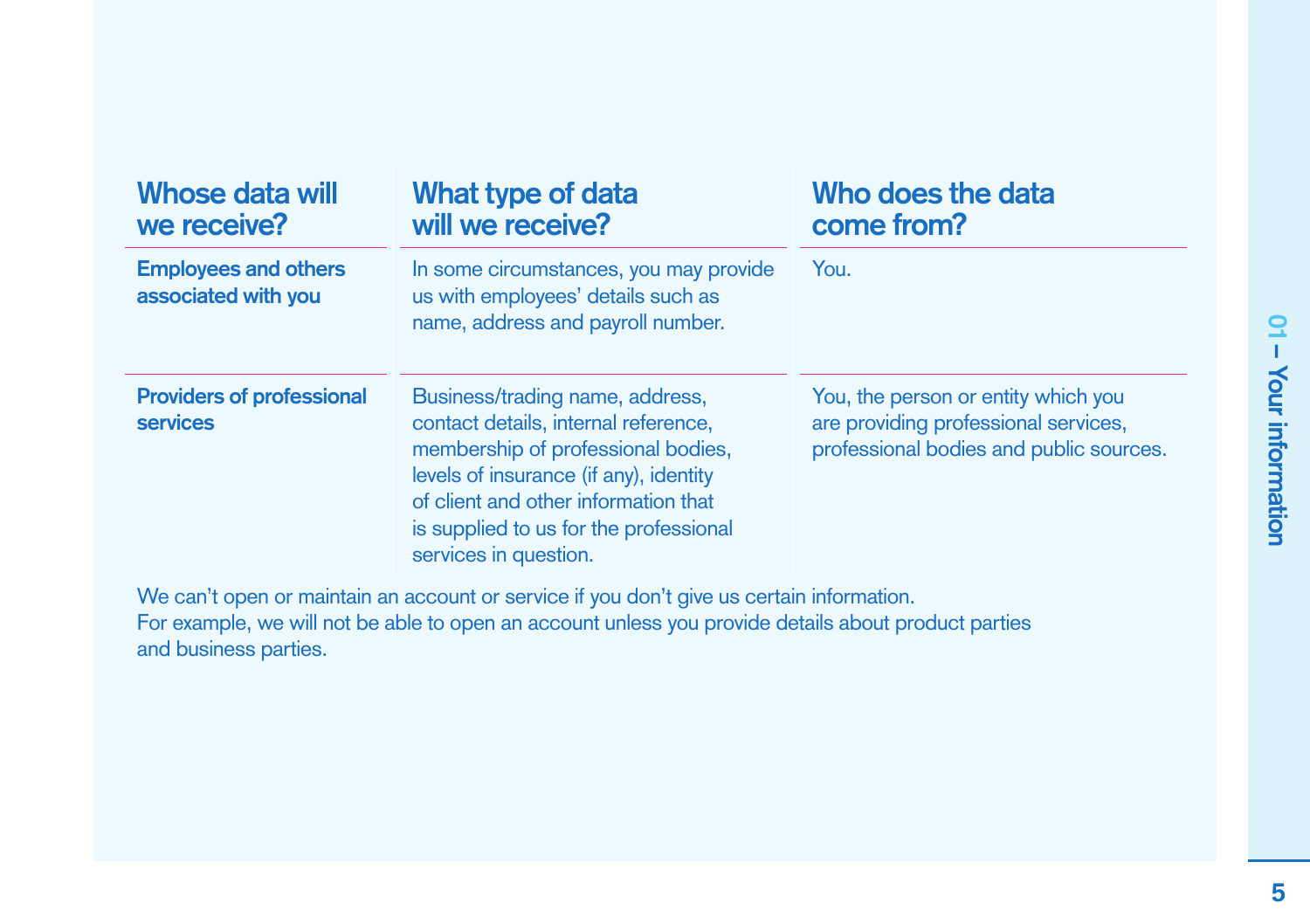| Whose data will we receive? | What type of data will we receive? | Who does the data come from? |
|---|---|---|
| **Employees and others associated with you** | In some circumstances, you may provide us with employees' details such as name, address and payroll number. | You. |
| **Providers of professional services** | Business/trading name, address, contact details, internal reference, membership of professional bodies, levels of insurance (if any), identity of client and other information that is supplied to us for the professional services in question. | You, the person or entity which you are providing professional services, professional bodies and public sources. |

We can't open or maintain an account or service if you don't give us certain information. For example, we will not be able to open an account unless you provide details about product parties and business parties.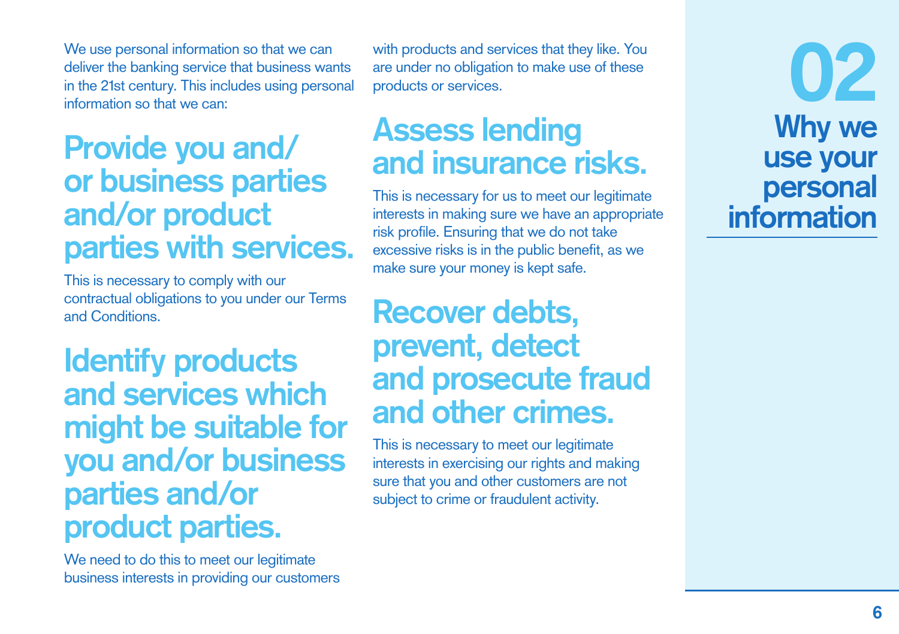# 02 Why we use your personal information

We use personal information so that we can deliver the banking service that business wants in the 21st century. This includes using personal information so that we can:

## Provide you and/or business parties and/or product parties with services.

This is necessary to comply with our contractual obligations to you under our Terms and Conditions.

## Identify products and services which might be suitable for you and/or business parties and/or product parties.

We need to do this to meet our legitimate business interests in providing our customers with products and services that they like. You are under no obligation to make use of these products or services.

## Assess lending and insurance risks.

This is necessary for us to meet our legitimate interests in making sure we have an appropriate risk profile. Ensuring that we do not take excessive risks is in the public benefit, as we make sure your money is kept safe.

## Recover debts, prevent, detect and prosecute fraud and other crimes.

This is necessary to meet our legitimate interests in exercising our rights and making sure that you and other customers are not subject to crime or fraudulent activity.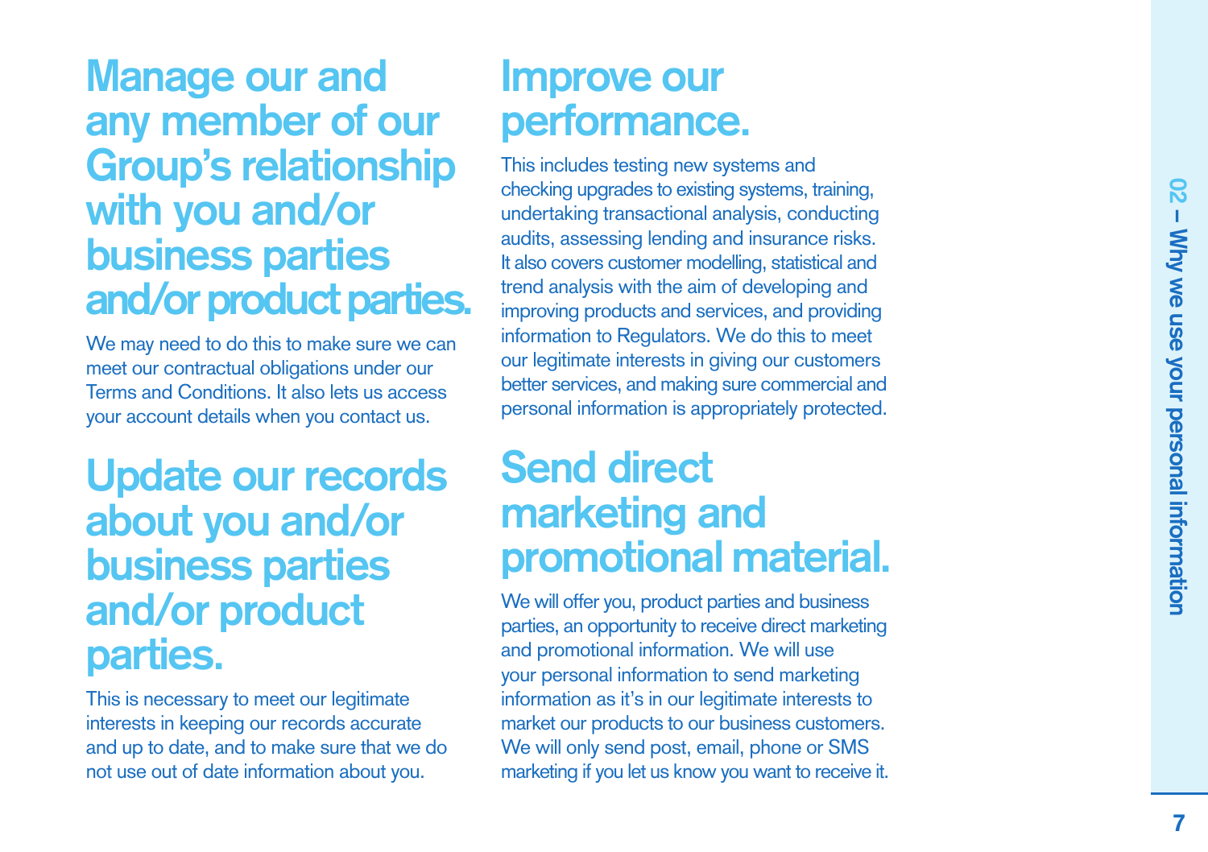## Manage our and any member of our Group's relationship with you and/or business parties and/or product parties.

We may need to do this to make sure we can meet our contractual obligations under our Terms and Conditions. It also lets us access your account details when you contact us.

## Update our records about you and/or business parties and/or product parties.

This is necessary to meet our legitimate interests in keeping our records accurate and up to date, and to make sure that we do not use out of date information about you.

## Improve our performance.

This includes testing new systems and checking upgrades to existing systems, training, undertaking transactional analysis, conducting audits, assessing lending and insurance risks. It also covers customer modelling, statistical and trend analysis with the aim of developing and improving products and services, and providing information to Regulators. We do this to meet our legitimate interests in giving our customers better services, and making sure commercial and personal information is appropriately protected.

## Send direct marketing and promotional material.

We will offer you, product parties and business parties, an opportunity to receive direct marketing and promotional information. We will use your personal information to send marketing information as it's in our legitimate interests to market our products to our business customers. We will only send post, email, phone or SMS marketing if you let us know you want to receive it.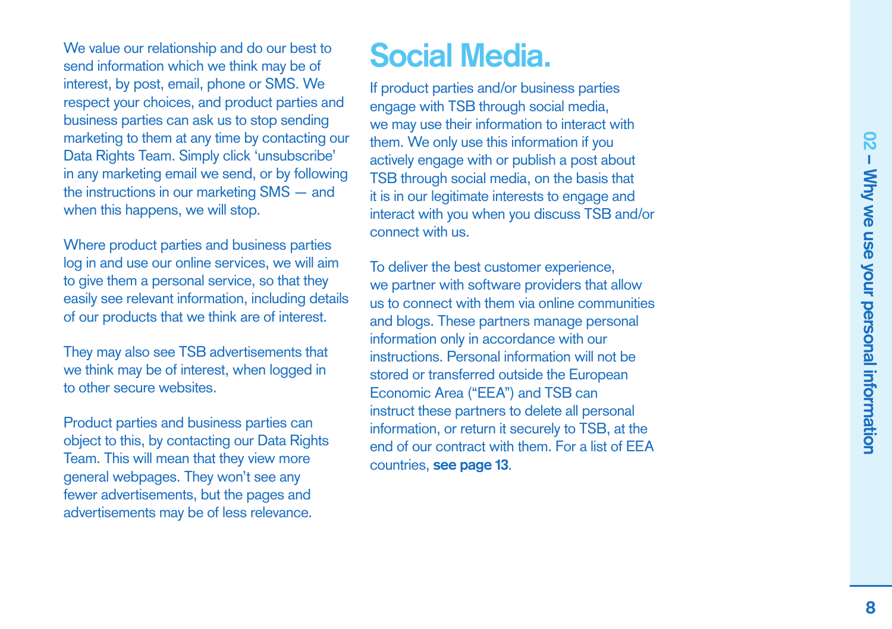We value our relationship and do our best to send information which we think may be of interest, by post, email, phone or SMS. We respect your choices, and product parties and business parties can ask us to stop sending marketing to them at any time by contacting our Data Rights Team. Simply click 'unsubscribe' in any marketing email we send, or by following the instructions in our marketing SMS — and when this happens, we will stop.

Where product parties and business parties log in and use our online services, we will aim to give them a personal service, so that they easily see relevant information, including details of our products that we think are of interest.

They may also see TSB advertisements that we think may be of interest, when logged in to other secure websites.

Product parties and business parties can object to this, by contacting our Data Rights Team. This will mean that they view more general webpages. They won't see any fewer advertisements, but the pages and advertisements may be of less relevance.

# Social Media.

If product parties and/or business parties engage with TSB through social media, we may use their information to interact with them. We only use this information if you actively engage with or publish a post about TSB through social media, on the basis that it is in our legitimate interests to engage and interact with you when you discuss TSB and/or connect with us.

To deliver the best customer experience, we partner with software providers that allow us to connect with them via online communities and blogs. These partners manage personal information only in accordance with our instructions. Personal information will not be stored or transferred outside the European Economic Area ("EEA") and TSB can instruct these partners to delete all personal information, or return it securely to TSB, at the end of our contract with them. For a list of EEA countries, **see page 13**.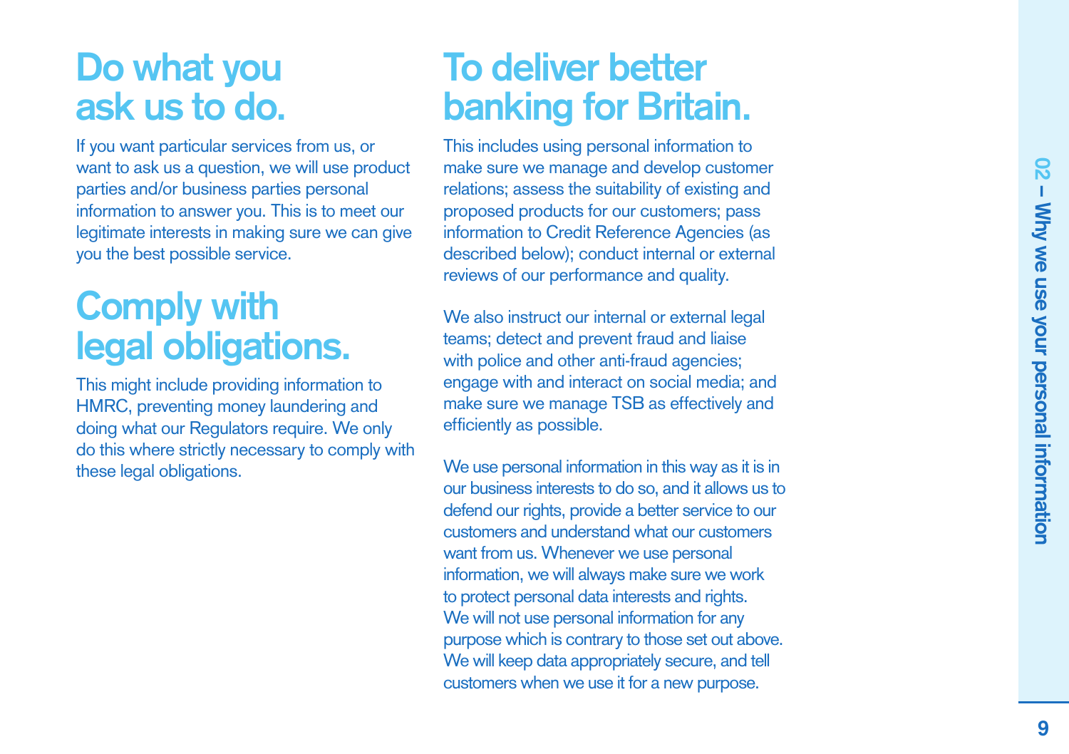## Do what you ask us to do.

If you want particular services from us, or want to ask us a question, we will use product parties and/or business parties personal information to answer you. This is to meet our legitimate interests in making sure we can give you the best possible service.

## Comply with legal obligations.

This might include providing information to HMRC, preventing money laundering and doing what our Regulators require. We only do this where strictly necessary to comply with these legal obligations.

## To deliver better banking for Britain.

This includes using personal information to make sure we manage and develop customer relations; assess the suitability of existing and proposed products for our customers; pass information to Credit Reference Agencies (as described below); conduct internal or external reviews of our performance and quality.

We also instruct our internal or external legal teams; detect and prevent fraud and liaise with police and other anti-fraud agencies; engage with and interact on social media; and make sure we manage TSB as effectively and efficiently as possible.

We use personal information in this way as it is in our business interests to do so, and it allows us to defend our rights, provide a better service to our customers and understand what our customers want from us. Whenever we use personal information, we will always make sure we work to protect personal data interests and rights. We will not use personal information for any purpose which is contrary to those set out above. We will keep data appropriately secure, and tell customers when we use it for a new purpose.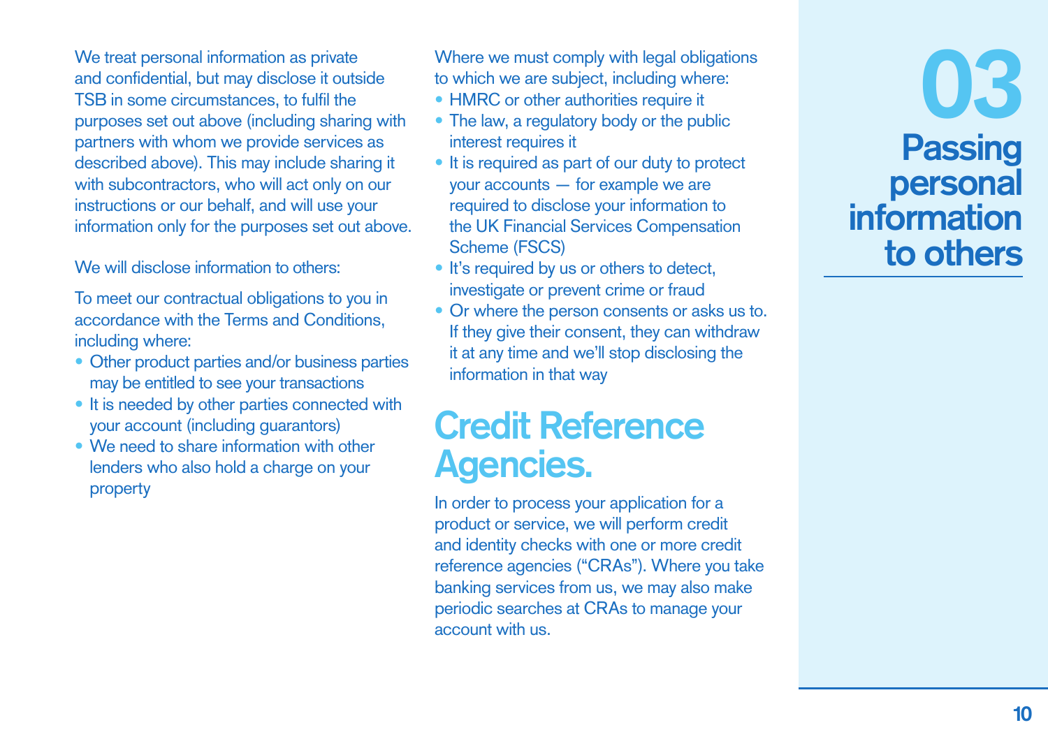# 03 Passing personal information to others

We treat personal information as private and confidential, but may disclose it outside TSB in some circumstances, to fulfil the purposes set out above (including sharing with partners with whom we provide services as described above). This may include sharing it with subcontractors, who will act only on our instructions or our behalf, and will use your information only for the purposes set out above.

We will disclose information to others:

To meet our contractual obligations to you in accordance with the Terms and Conditions, including where:

- Other product parties and/or business parties may be entitled to see your transactions
- It is needed by other parties connected with your account (including guarantors)
- We need to share information with other lenders who also hold a charge on your property

Where we must comply with legal obligations to which we are subject, including where:

- HMRC or other authorities require it
- The law, a regulatory body or the public interest requires it
- It is required as part of our duty to protect your accounts — for example we are required to disclose your information to the UK Financial Services Compensation Scheme (FSCS)
- It's required by us or others to detect, investigate or prevent crime or fraud
- Or where the person consents or asks us to. If they give their consent, they can withdraw it at any time and we'll stop disclosing the information in that way

## Credit Reference Agencies.

In order to process your application for a product or service, we will perform credit and identity checks with one or more credit reference agencies ("CRAs"). Where you take banking services from us, we may also make periodic searches at CRAs to manage your account with us.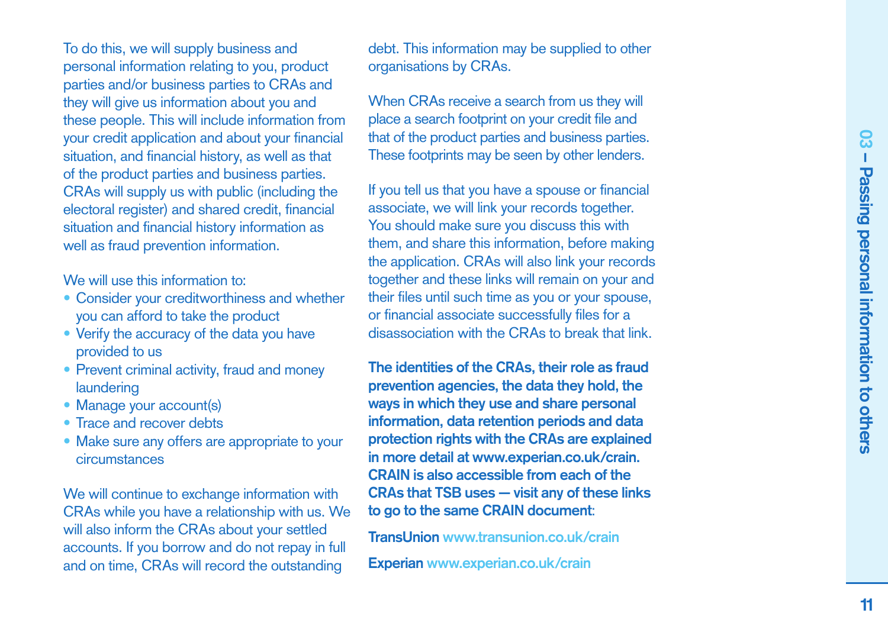To do this, we will supply business and personal information relating to you, product parties and/or business parties to CRAs and they will give us information about you and these people. This will include information from your credit application and about your financial situation, and financial history, as well as that of the product parties and business parties. CRAs will supply us with public (including the electoral register) and shared credit, financial situation and financial history information as well as fraud prevention information.

We will use this information to:

- Consider your creditworthiness and whether you can afford to take the product
- Verify the accuracy of the data you have provided to us
- Prevent criminal activity, fraud and money laundering
- Manage your account(s)
- Trace and recover debts
- Make sure any offers are appropriate to your circumstances

We will continue to exchange information with CRAs while you have a relationship with us. We will also inform the CRAs about your settled accounts. If you borrow and do not repay in full and on time, CRAs will record the outstanding debt. This information may be supplied to other organisations by CRAs.

When CRAs receive a search from us they will place a search footprint on your credit file and that of the product parties and business parties. These footprints may be seen by other lenders.

If you tell us that you have a spouse or financial associate, we will link your records together. You should make sure you discuss this with them, and share this information, before making the application. CRAs will also link your records together and these links will remain on your and their files until such time as you or your spouse, or financial associate successfully files for a disassociation with the CRAs to break that link.

**The identities of the CRAs, their role as fraud prevention agencies, the data they hold, the ways in which they use and share personal information, data retention periods and data protection rights with the CRAs are explained in more detail at www.experian.co.uk/crain. CRAIN is also accessible from each of the CRAs that TSB uses — visit any of these links to go to the same CRAIN document**:

**TransUnion** www.transunion.co.uk/crain

**Experian** www.experian.co.uk/crain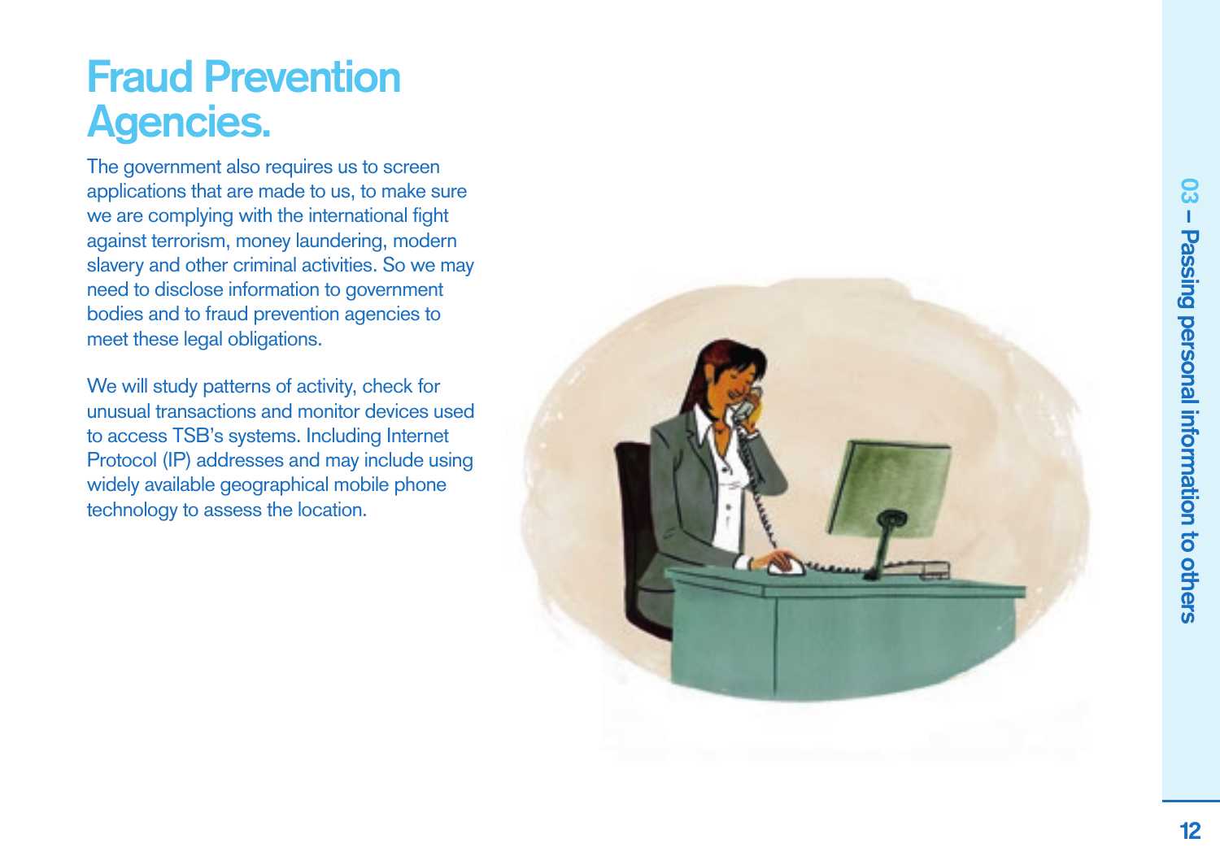# Fraud Prevention Agencies.

The government also requires us to screen applications that are made to us, to make sure we are complying with the international fight against terrorism, money laundering, modern slavery and other criminal activities. So we may need to disclose information to government bodies and to fraud prevention agencies to meet these legal obligations.

We will study patterns of activity, check for unusual transactions and monitor devices used to access TSB's systems. Including Internet Protocol (IP) addresses and may include using widely available geographical mobile phone technology to assess the location.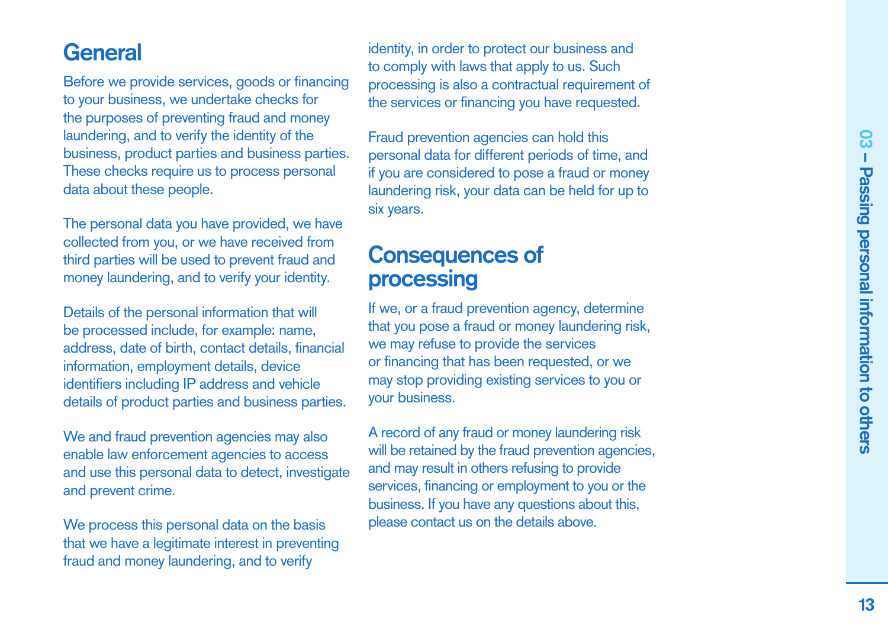## General

Before we provide services, goods or financing to your business, we undertake checks for the purposes of preventing fraud and money laundering, and to verify the identity of the business, product parties and business parties. These checks require us to process personal data about these people.

The personal data you have provided, we have collected from you, or we have received from third parties will be used to prevent fraud and money laundering, and to verify your identity.

Details of the personal information that will be processed include, for example: name, address, date of birth, contact details, financial information, employment details, device identifiers including IP address and vehicle details of product parties and business parties.

We and fraud prevention agencies may also enable law enforcement agencies to access and use this personal data to detect, investigate and prevent crime.

We process this personal data on the basis that we have a legitimate interest in preventing fraud and money laundering, and to verify identity, in order to protect our business and to comply with laws that apply to us. Such processing is also a contractual requirement of the services or financing you have requested.

Fraud prevention agencies can hold this personal data for different periods of time, and if you are considered to pose a fraud or money laundering risk, your data can be held for up to six years.

## Consequences of processing

If we, or a fraud prevention agency, determine that you pose a fraud or money laundering risk, we may refuse to provide the services or financing that has been requested, or we may stop providing existing services to you or your business.

A record of any fraud or money laundering risk will be retained by the fraud prevention agencies, and may result in others refusing to provide services, financing or employment to you or the business. If you have any questions about this, please contact us on the details above.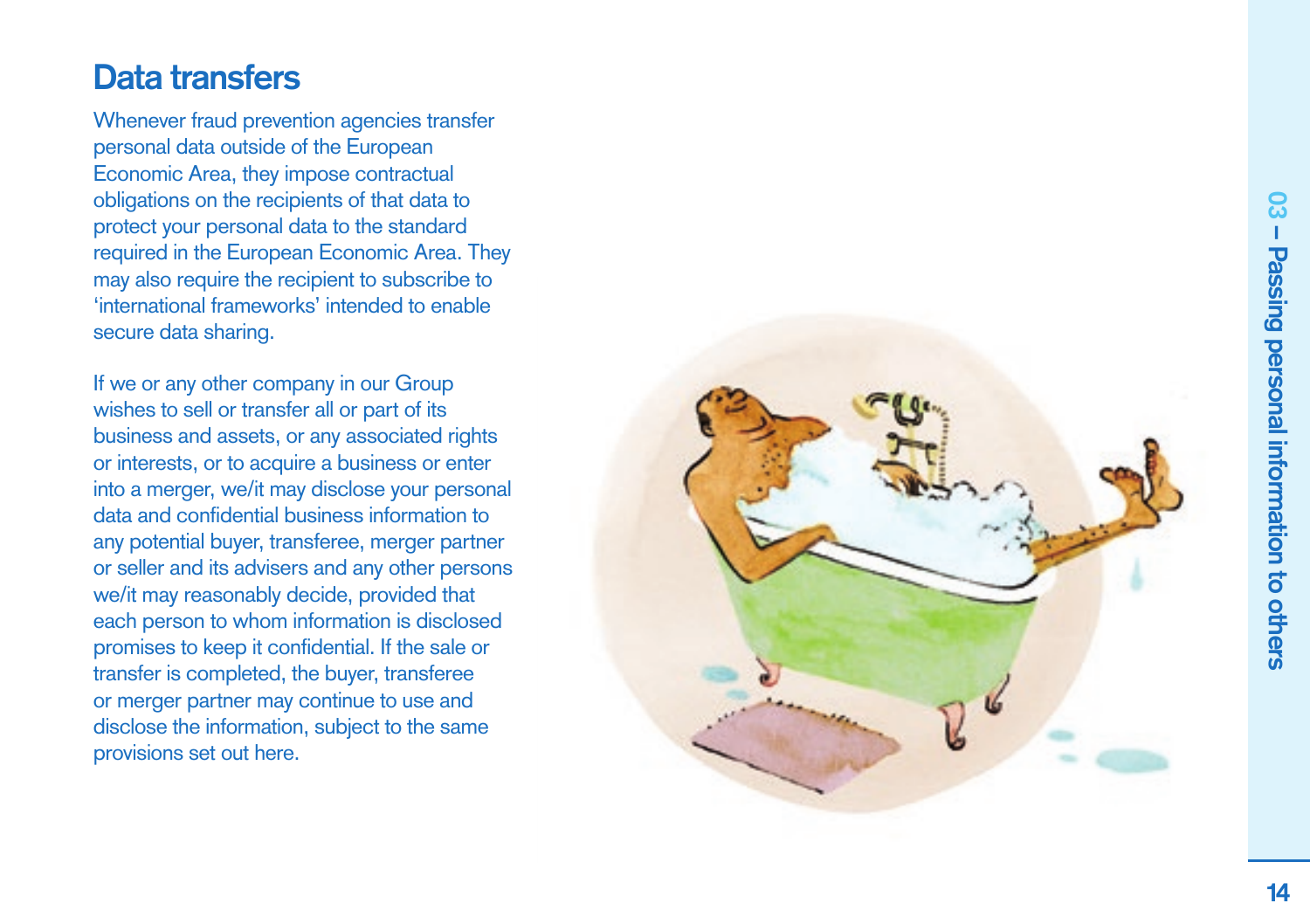## Data transfers

Whenever fraud prevention agencies transfer personal data outside of the European Economic Area, they impose contractual obligations on the recipients of that data to protect your personal data to the standard required in the European Economic Area. They may also require the recipient to subscribe to 'international frameworks' intended to enable secure data sharing.

If we or any other company in our Group wishes to sell or transfer all or part of its business and assets, or any associated rights or interests, or to acquire a business or enter into a merger, we/it may disclose your personal data and confidential business information to any potential buyer, transferee, merger partner or seller and its advisers and any other persons we/it may reasonably decide, provided that each person to whom information is disclosed promises to keep it confidential. If the sale or transfer is completed, the buyer, transferee or merger partner may continue to use and disclose the information, subject to the same provisions set out here.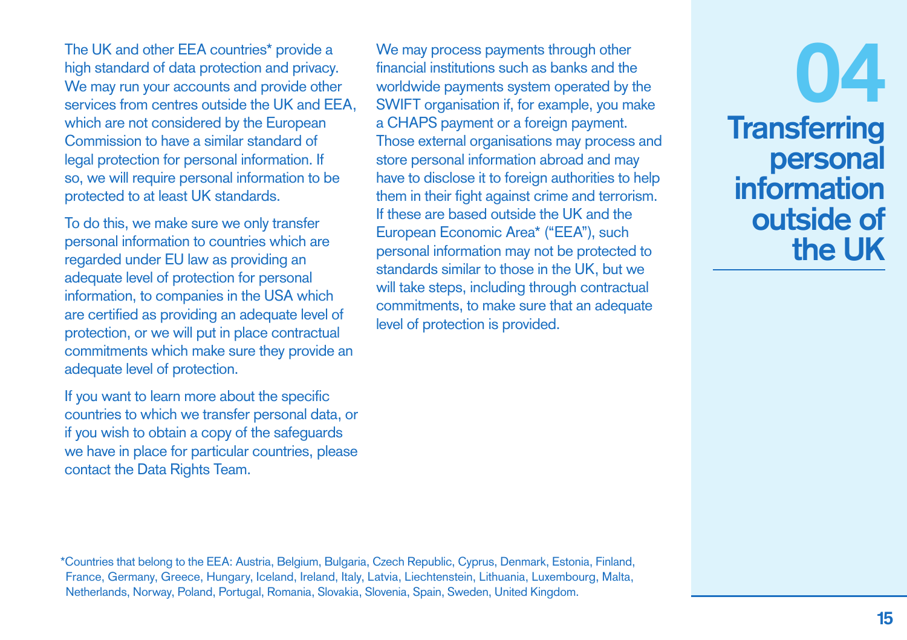# 04 Transferring personal information outside of the UK

The UK and other EEA countries* provide a high standard of data protection and privacy. We may run your accounts and provide other services from centres outside the UK and EEA, which are not considered by the European Commission to have a similar standard of legal protection for personal information. If so, we will require personal information to be protected to at least UK standards.

To do this, we make sure we only transfer personal information to countries which are regarded under EU law as providing an adequate level of protection for personal information, to companies in the USA which are certified as providing an adequate level of protection, or we will put in place contractual commitments which make sure they provide an adequate level of protection.

If you want to learn more about the specific countries to which we transfer personal data, or if you wish to obtain a copy of the safeguards we have in place for particular countries, please contact the Data Rights Team.

We may process payments through other financial institutions such as banks and the worldwide payments system operated by the SWIFT organisation if, for example, you make a CHAPS payment or a foreign payment. Those external organisations may process and store personal information abroad and may have to disclose it to foreign authorities to help them in their fight against crime and terrorism. If these are based outside the UK and the European Economic Area* ("EEA"), such personal information may not be protected to standards similar to those in the UK, but we will take steps, including through contractual commitments, to make sure that an adequate level of protection is provided.

*Countries that belong to the EEA: Austria, Belgium, Bulgaria, Czech Republic, Cyprus, Denmark, Estonia, Finland, France, Germany, Greece, Hungary, Iceland, Ireland, Italy, Latvia, Liechtenstein, Lithuania, Luxembourg, Malta, Netherlands, Norway, Poland, Portugal, Romania, Slovakia, Slovenia, Spain, Sweden, United Kingdom.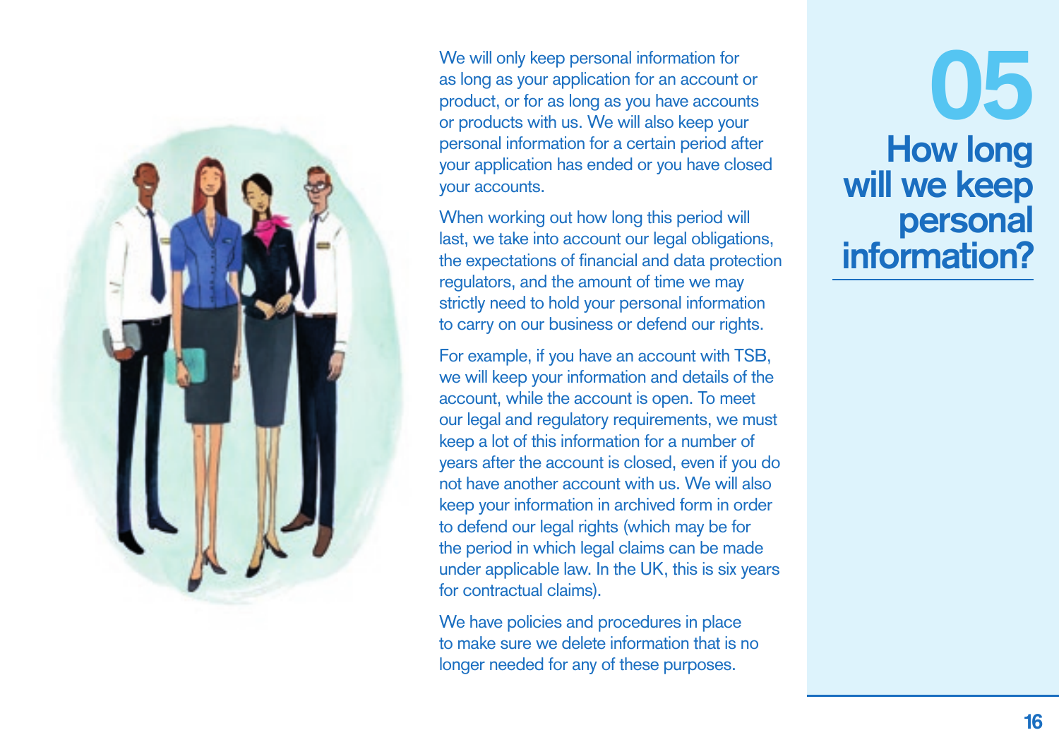# 05 How long will we keep personal information?

We will only keep personal information for as long as your application for an account or product, or for as long as you have accounts or products with us. We will also keep your personal information for a certain period after your application has ended or you have closed your accounts.

When working out how long this period will last, we take into account our legal obligations, the expectations of financial and data protection regulators, and the amount of time we may strictly need to hold your personal information to carry on our business or defend our rights.

For example, if you have an account with TSB, we will keep your information and details of the account, while the account is open. To meet our legal and regulatory requirements, we must keep a lot of this information for a number of years after the account is closed, even if you do not have another account with us. We will also keep your information in archived form in order to defend our legal rights (which may be for the period in which legal claims can be made under applicable law. In the UK, this is six years for contractual claims).

We have policies and procedures in place to make sure we delete information that is no longer needed for any of these purposes.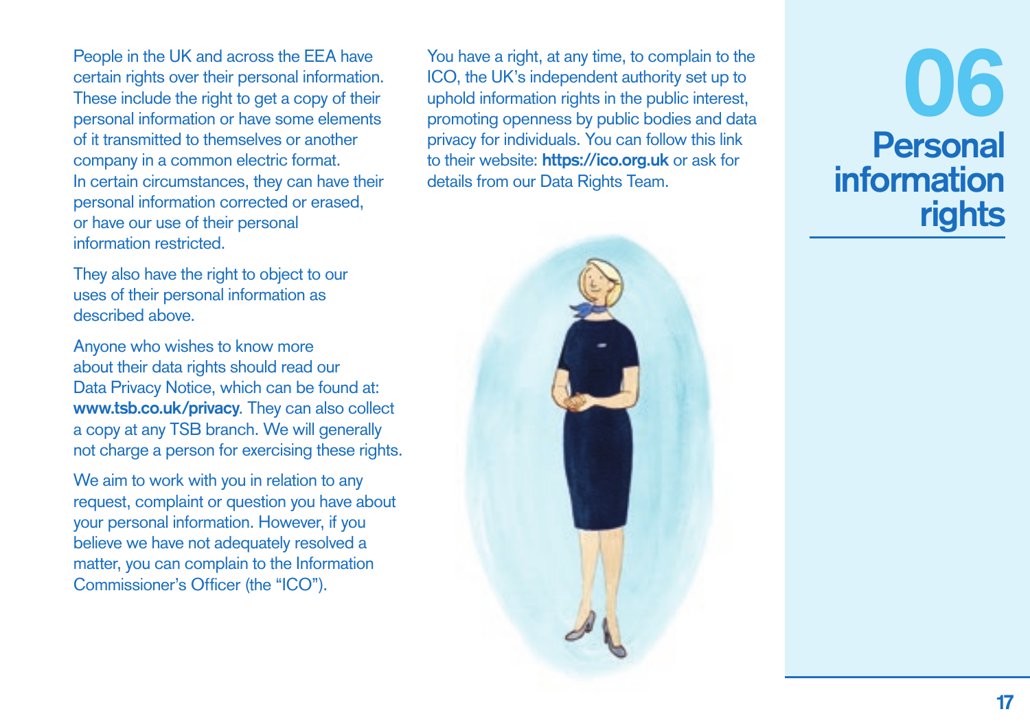# 06 Personal information rights

People in the UK and across the EEA have certain rights over their personal information. These include the right to get a copy of their personal information or have some elements of it transmitted to themselves or another company in a common electric format. In certain circumstances, they can have their personal information corrected or erased, or have our use of their personal information restricted.

They also have the right to object to our uses of their personal information as described above.

Anyone who wishes to know more about their data rights should read our Data Privacy Notice, which can be found at: **www.tsb.co.uk/privacy**. They can also collect a copy at any TSB branch. We will generally not charge a person for exercising these rights.

We aim to work with you in relation to any request, complaint or question you have about your personal information. However, if you believe we have not adequately resolved a matter, you can complain to the Information Commissioner's Officer (the "ICO").

You have a right, at any time, to complain to the ICO, the UK's independent authority set up to uphold information rights in the public interest, promoting openness by public bodies and data privacy for individuals. You can follow this link to their website: **https://ico.org.uk** or ask for details from our Data Rights Team.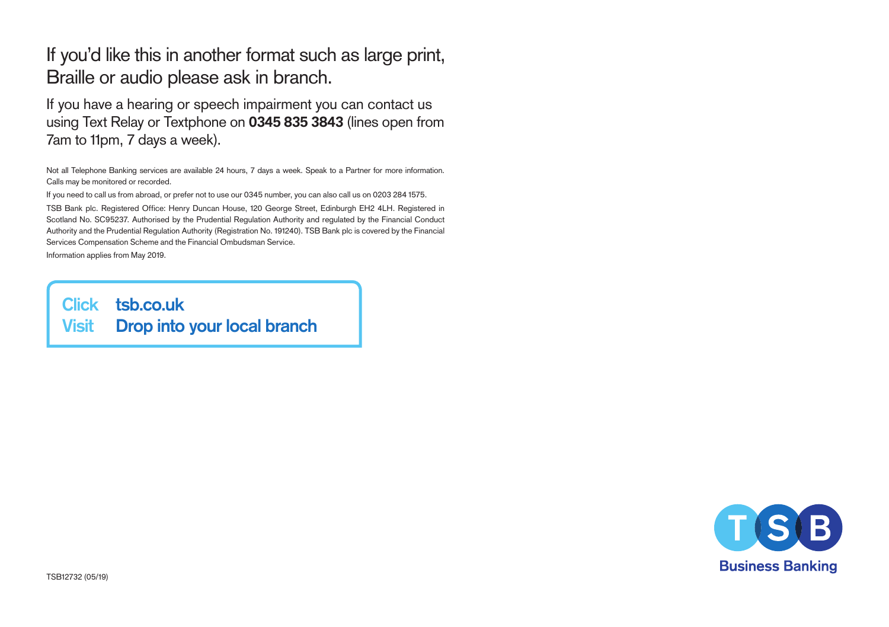## If you'd like this in another format such as large print, Braille or audio please ask in branch.

If you have a hearing or speech impairment you can contact us using Text Relay or Textphone on **0345 835 3843** (lines open from 7am to 11pm, 7 days a week).

Not all Telephone Banking services are available 24 hours, 7 days a week. Speak to a Partner for more information. Calls may be monitored or recorded.

If you need to call us from abroad, or prefer not to use our 0345 number, you can also call us on 0203 284 1575.

TSB Bank plc. Registered Office: Henry Duncan House, 120 George Street, Edinburgh EH2 4LH. Registered in Scotland No. SC95237. Authorised by the Prudential Regulation Authority and regulated by the Financial Conduct Authority and the Prudential Regulation Authority (Registration No. 191240). TSB Bank plc is covered by the Financial Services Compensation Scheme and the Financial Ombudsman Service.

Information applies from May 2019.

**Click** tsb.co.uk
**Visit** Drop into your local branch

TSB Business Banking

TSB12732 (05/19)